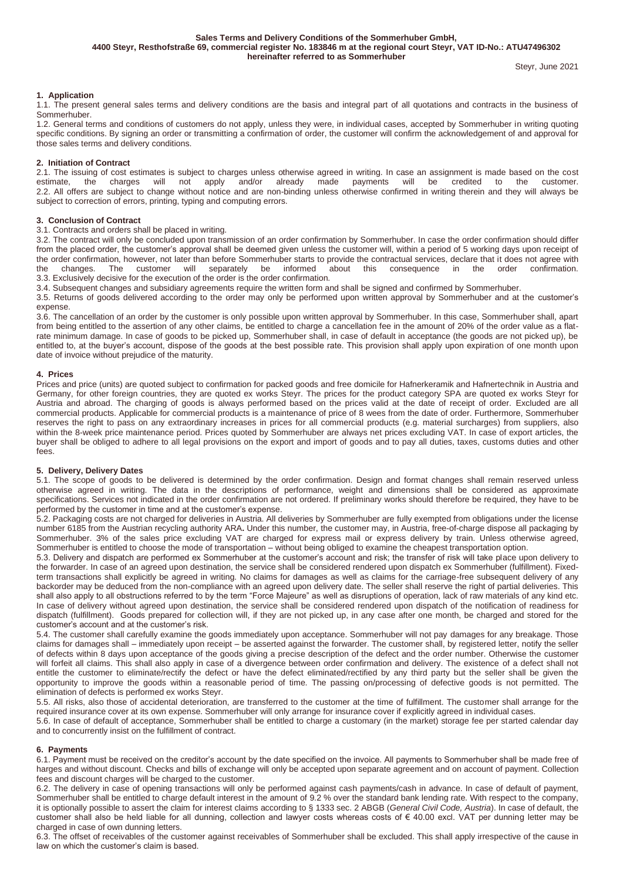**Sales Terms and Delivery Conditions of the Sommerhuber GmbH,**
**4400 Steyr, Resthofstraße 69, commercial register No. 183846 m at the regional court Steyr, VAT ID-No.: ATU47496302**
**hereinafter referred to as Sommerhuber**

Steyr, June 2021

## 1. Application

1.1. The present general sales terms and delivery conditions are the basis and integral part of all quotations and contracts in the business of Sommerhuber.

1.2. General terms and conditions of customers do not apply, unless they were, in individual cases, accepted by Sommerhuber in writing quoting specific conditions. By signing an order or transmitting a confirmation of order, the customer will confirm the acknowledgement of and approval for those sales terms and delivery conditions.

## 2. Initiation of Contract

2.1. The issuing of cost estimates is subject to charges unless otherwise agreed in writing. In case an assignment is made based on the cost estimate, the charges will not apply and/or already made payments will be credited to the customer.

2.2. All offers are subject to change without notice and are non-binding unless otherwise confirmed in writing therein and they will always be subject to correction of errors, printing, typing and computing errors.

## 3. Conclusion of Contract

3.1. Contracts and orders shall be placed in writing.

3.2. The contract will only be concluded upon transmission of an order confirmation by Sommerhuber. In case the order confirmation should differ from the placed order, the customer's approval shall be deemed given unless the customer will, within a period of 5 working days upon receipt of the order confirmation, however, not later than before Sommerhuber starts to provide the contractual services, declare that it does not agree with the changes. The customer will separately be informed about this consequence in the order confirmation.

3.3. Exclusively decisive for the execution of the order is the order confirmation.

3.4. Subsequent changes and subsidiary agreements require the written form and shall be signed and confirmed by Sommerhuber.

3.5. Returns of goods delivered according to the order may only be performed upon written approval by Sommerhuber and at the customer's expense.

3.6. The cancellation of an order by the customer is only possible upon written approval by Sommerhuber. In this case, Sommerhuber shall, apart from being entitled to the assertion of any other claims, be entitled to charge a cancellation fee in the amount of 20% of the order value as a flat-rate minimum damage. In case of goods to be picked up, Sommerhuber shall, in case of default in acceptance (the goods are not picked up), be entitled to, at the buyer's account, dispose of the goods at the best possible rate. This provision shall apply upon expiration of one month upon date of invoice without prejudice of the maturity.

## 4. Prices

Prices and price (units) are quoted subject to confirmation for packed goods and free domicile for Hafnerkeramik and Hafnertechnik in Austria and Germany, for other foreign countries, they are quoted ex works Steyr. The prices for the product category SPA are quoted ex works Steyr for Austria and abroad. The charging of goods is always performed based on the prices valid at the date of receipt of order. Excluded are all commercial products. Applicable for commercial products is a maintenance of price of 8 wees from the date of order. Furthermore, Sommerhuber reserves the right to pass on any extraordinary increases in prices for all commercial products (e.g. material surcharges) from suppliers, also within the 8-week price maintenance period. Prices quoted by Sommerhuber are always net prices excluding VAT. In case of export articles, the buyer shall be obliged to adhere to all legal provisions on the export and import of goods and to pay all duties, taxes, customs duties and other fees.

## 5. Delivery, Delivery Dates

5.1. The scope of goods to be delivered is determined by the order confirmation. Design and format changes shall remain reserved unless otherwise agreed in writing. The data in the descriptions of performance, weight and dimensions shall be considered as approximate specifications. Services not indicated in the order confirmation are not ordered. If preliminary works should therefore be required, they have to be performed by the customer in time and at the customer's expense.

5.2. Packaging costs are not charged for deliveries in Austria. All deliveries by Sommerhuber are fully exempted from obligations under the license number 6185 from the Austrian recycling authority ARA**.** Under this number, the customer may, in Austria, free-of-charge dispose all packaging by Sommerhuber. 3% of the sales price excluding VAT are charged for express mail or express delivery by train. Unless otherwise agreed, Sommerhuber is entitled to choose the mode of transportation – without being obliged to examine the cheapest transportation option.

5.3. Delivery and dispatch are performed ex Sommerhuber at the customer's account and risk; the transfer of risk will take place upon delivery to the forwarder. In case of an agreed upon destination, the service shall be considered rendered upon dispatch ex Sommerhuber (fulfillment). Fixed-term transactions shall explicitly be agreed in writing. No claims for damages as well as claims for the carriage-free subsequent delivery of any backorder may be deduced from the non-compliance with an agreed upon delivery date. The seller shall reserve the right of partial deliveries. This shall also apply to all obstructions referred to by the term "Force Majeure" as well as disruptions of operation, lack of raw materials of any kind etc. In case of delivery without agreed upon destination, the service shall be considered rendered upon dispatch of the notification of readiness for dispatch (fulfillment). Goods prepared for collection will, if they are not picked up, in any case after one month, be charged and stored for the customer's account and at the customer's risk.

5.4. The customer shall carefully examine the goods immediately upon acceptance. Sommerhuber will not pay damages for any breakage. Those claims for damages shall – immediately upon receipt – be asserted against the forwarder. The customer shall, by registered letter, notify the seller of defects within 8 days upon acceptance of the goods giving a precise description of the defect and the order number. Otherwise the customer will forfeit all claims. This shall also apply in case of a divergence between order confirmation and delivery. The existence of a defect shall not entitle the customer to eliminate/rectify the defect or have the defect eliminated/rectified by any third party but the seller shall be given the opportunity to improve the goods within a reasonable period of time. The passing on/processing of defective goods is not permitted. The elimination of defects is performed ex works Steyr.

5.5. All risks, also those of accidental deterioration, are transferred to the customer at the time of fulfillment. The customer shall arrange for the required insurance cover at its own expense. Sommerhuber will only arrange for insurance cover if explicitly agreed in individual cases.

5.6. In case of default of acceptance, Sommerhuber shall be entitled to charge a customary (in the market) storage fee per started calendar day and to concurrently insist on the fulfillment of contract.

## 6. Payments

6.1. Payment must be received on the creditor's account by the date specified on the invoice. All payments to Sommerhuber shall be made free of harges and without discount. Checks and bills of exchange will only be accepted upon separate agreement and on account of payment. Collection fees and discount charges will be charged to the customer.

6.2. The delivery in case of opening transactions will only be performed against cash payments/cash in advance. In case of default of payment, Sommerhuber shall be entitled to charge default interest in the amount of 9.2 % over the standard bank lending rate. With respect to the company, it is optionally possible to assert the claim for interest claims according to § 1333 sec. 2 ABGB (*General Civil Code, Austria*). In case of default, the customer shall also be held liable for all dunning, collection and lawyer costs whereas costs of € 40.00 excl. VAT per dunning letter may be charged in case of own dunning letters.

6.3. The offset of receivables of the customer against receivables of Sommerhuber shall be excluded. This shall apply irrespective of the cause in law on which the customer's claim is based.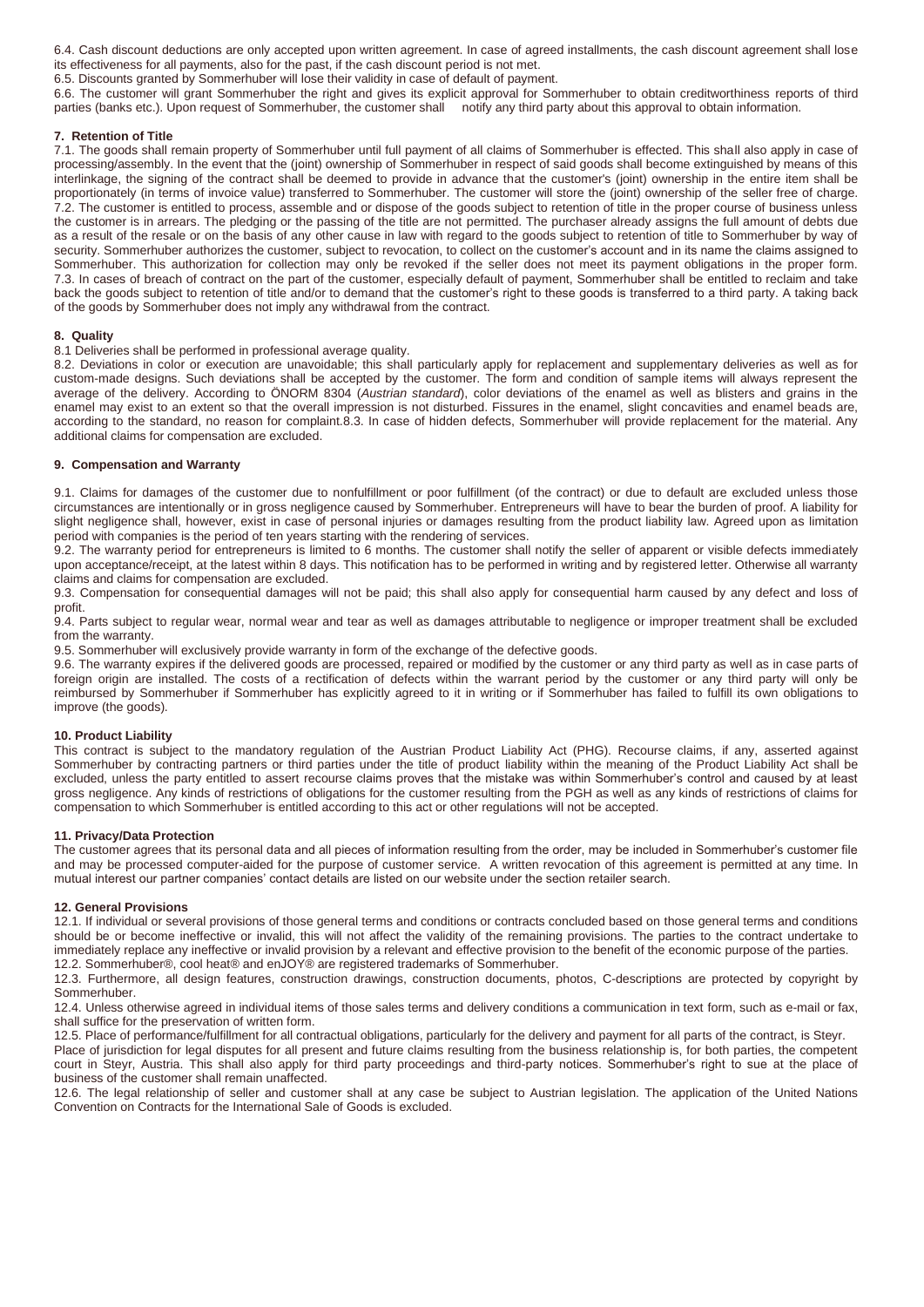6.4. Cash discount deductions are only accepted upon written agreement. In case of agreed installments, the cash discount agreement shall lose its effectiveness for all payments, also for the past, if the cash discount period is not met.

6.5. Discounts granted by Sommerhuber will lose their validity in case of default of payment.

6.6. The customer will grant Sommerhuber the right and gives its explicit approval for Sommerhuber to obtain creditworthiness reports of third parties (banks etc.). Upon request of Sommerhuber, the customer shall notify any third party about this approval to obtain information.

## 7. Retention of Title

7.1. The goods shall remain property of Sommerhuber until full payment of all claims of Sommerhuber is effected. This shall also apply in case of processing/assembly. In the event that the (joint) ownership of Sommerhuber in respect of said goods shall become extinguished by means of this interlinkage, the signing of the contract shall be deemed to provide in advance that the customer's (joint) ownership in the entire item shall be proportionately (in terms of invoice value) transferred to Sommerhuber. The customer will store the (joint) ownership of the seller free of charge.

7.2. The customer is entitled to process, assemble and or dispose of the goods subject to retention of title in the proper course of business unless the customer is in arrears. The pledging or the passing of the title are not permitted. The purchaser already assigns the full amount of debts due as a result of the resale or on the basis of any other cause in law with regard to the goods subject to retention of title to Sommerhuber by way of security. Sommerhuber authorizes the customer, subject to revocation, to collect on the customer's account and in its name the claims assigned to Sommerhuber. This authorization for collection may only be revoked if the seller does not meet its payment obligations in the proper form.

7.3. In cases of breach of contract on the part of the customer, especially default of payment, Sommerhuber shall be entitled to reclaim and take back the goods subject to retention of title and/or to demand that the customer's right to these goods is transferred to a third party. A taking back of the goods by Sommerhuber does not imply any withdrawal from the contract.

## 8. Quality

8.1 Deliveries shall be performed in professional average quality.

8.2. Deviations in color or execution are unavoidable; this shall particularly apply for replacement and supplementary deliveries as well as for custom-made designs. Such deviations shall be accepted by the customer. The form and condition of sample items will always represent the average of the delivery. According to ÖNORM 8304 (*Austrian standard*), color deviations of the enamel as well as blisters and grains in the enamel may exist to an extent so that the overall impression is not disturbed. Fissures in the enamel, slight concavities and enamel beads are, according to the standard, no reason for complaint.8.3. In case of hidden defects, Sommerhuber will provide replacement for the material. Any additional claims for compensation are excluded.

## 9. Compensation and Warranty

9.1. Claims for damages of the customer due to nonfulfillment or poor fulfillment (of the contract) or due to default are excluded unless those circumstances are intentionally or in gross negligence caused by Sommerhuber. Entrepreneurs will have to bear the burden of proof. A liability for slight negligence shall, however, exist in case of personal injuries or damages resulting from the product liability law. Agreed upon as limitation period with companies is the period of ten years starting with the rendering of services.

9.2. The warranty period for entrepreneurs is limited to 6 months. The customer shall notify the seller of apparent or visible defects immediately upon acceptance/receipt, at the latest within 8 days. This notification has to be performed in writing and by registered letter. Otherwise all warranty claims and claims for compensation are excluded.

9.3. Compensation for consequential damages will not be paid; this shall also apply for consequential harm caused by any defect and loss of profit.

9.4. Parts subject to regular wear, normal wear and tear as well as damages attributable to negligence or improper treatment shall be excluded from the warranty.

9.5. Sommerhuber will exclusively provide warranty in form of the exchange of the defective goods.

9.6. The warranty expires if the delivered goods are processed, repaired or modified by the customer or any third party as well as in case parts of foreign origin are installed. The costs of a rectification of defects within the warrant period by the customer or any third party will only be reimbursed by Sommerhuber if Sommerhuber has explicitly agreed to it in writing or if Sommerhuber has failed to fulfill its own obligations to improve (the goods).

## 10. Product Liability

This contract is subject to the mandatory regulation of the Austrian Product Liability Act (PHG). Recourse claims, if any, asserted against Sommerhuber by contracting partners or third parties under the title of product liability within the meaning of the Product Liability Act shall be excluded, unless the party entitled to assert recourse claims proves that the mistake was within Sommerhuber's control and caused by at least gross negligence. Any kinds of restrictions of obligations for the customer resulting from the PGH as well as any kinds of restrictions of claims for compensation to which Sommerhuber is entitled according to this act or other regulations will not be accepted.

## 11. Privacy/Data Protection

The customer agrees that its personal data and all pieces of information resulting from the order, may be included in Sommerhuber's customer file and may be processed computer-aided for the purpose of customer service. A written revocation of this agreement is permitted at any time. In mutual interest our partner companies' contact details are listed on our website under the section retailer search.

## 12. General Provisions

12.1. If individual or several provisions of those general terms and conditions or contracts concluded based on those general terms and conditions should be or become ineffective or invalid, this will not affect the validity of the remaining provisions. The parties to the contract undertake to immediately replace any ineffective or invalid provision by a relevant and effective provision to the benefit of the economic purpose of the parties.

12.2. Sommerhuber®, cool heat® and enJOY® are registered trademarks of Sommerhuber.

12.3. Furthermore, all design features, construction drawings, construction documents, photos, C-descriptions are protected by copyright by Sommerhuber.

12.4. Unless otherwise agreed in individual items of those sales terms and delivery conditions a communication in text form, such as e-mail or fax, shall suffice for the preservation of written form.

12.5. Place of performance/fulfillment for all contractual obligations, particularly for the delivery and payment for all parts of the contract, is Steyr.

Place of jurisdiction for legal disputes for all present and future claims resulting from the business relationship is, for both parties, the competent court in Steyr, Austria. This shall also apply for third party proceedings and third-party notices. Sommerhuber's right to sue at the place of business of the customer shall remain unaffected.

12.6. The legal relationship of seller and customer shall at any case be subject to Austrian legislation. The application of the United Nations Convention on Contracts for the International Sale of Goods is excluded.